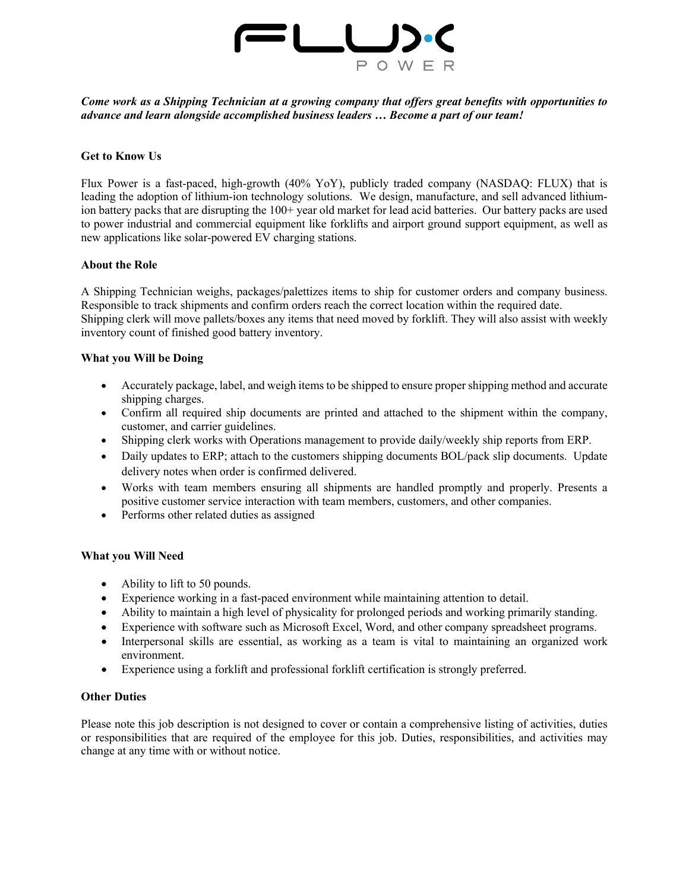# FLUX POWER

***Come work as a Shipping Technician at a growing company that offers great benefits with opportunities to advance and learn alongside accomplished business leaders … Become a part of our team!***

## Get to Know Us

Flux Power is a fast-paced, high-growth (40% YoY), publicly traded company (NASDAQ: FLUX) that is leading the adoption of lithium-ion technology solutions. We design, manufacture, and sell advanced lithium-ion battery packs that are disrupting the 100+ year old market for lead acid batteries. Our battery packs are used to power industrial and commercial equipment like forklifts and airport ground support equipment, as well as new applications like solar-powered EV charging stations.

## About the Role

A Shipping Technician weighs, packages/palettizes items to ship for customer orders and company business. Responsible to track shipments and confirm orders reach the correct location within the required date. Shipping clerk will move pallets/boxes any items that need moved by forklift. They will also assist with weekly inventory count of finished good battery inventory.

## What you Will be Doing

- Accurately package, label, and weigh items to be shipped to ensure proper shipping method and accurate shipping charges.
- Confirm all required ship documents are printed and attached to the shipment within the company, customer, and carrier guidelines.
- Shipping clerk works with Operations management to provide daily/weekly ship reports from ERP.
- Daily updates to ERP; attach to the customers shipping documents BOL/pack slip documents. Update delivery notes when order is confirmed delivered.
- Works with team members ensuring all shipments are handled promptly and properly. Presents a positive customer service interaction with team members, customers, and other companies.
- Performs other related duties as assigned

## What you Will Need

- Ability to lift to 50 pounds.
- Experience working in a fast-paced environment while maintaining attention to detail.
- Ability to maintain a high level of physicality for prolonged periods and working primarily standing.
- Experience with software such as Microsoft Excel, Word, and other company spreadsheet programs.
- Interpersonal skills are essential, as working as a team is vital to maintaining an organized work environment.
- Experience using a forklift and professional forklift certification is strongly preferred.

## Other Duties

Please note this job description is not designed to cover or contain a comprehensive listing of activities, duties or responsibilities that are required of the employee for this job. Duties, responsibilities, and activities may change at any time with or without notice.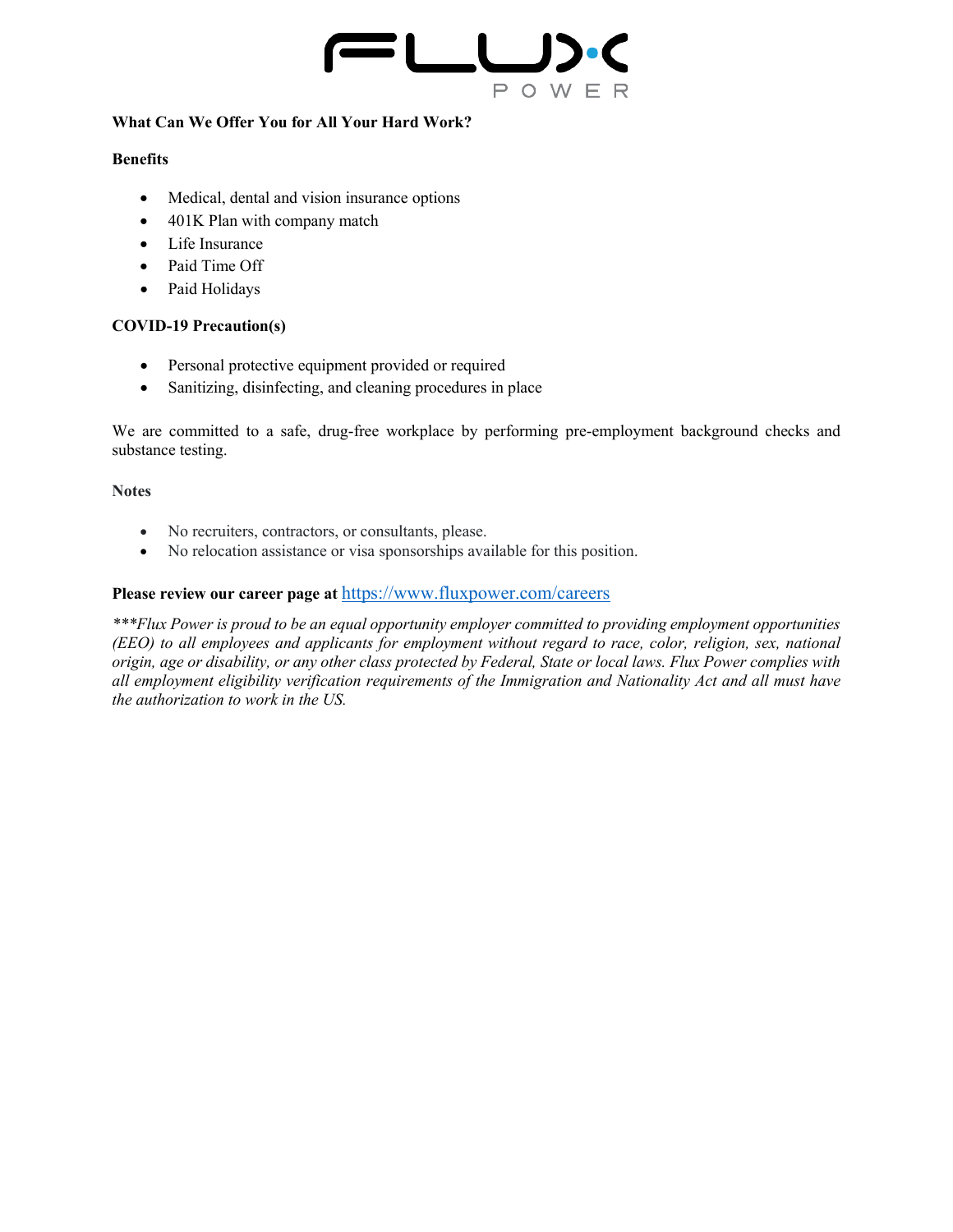**What Can We Offer You for All Your Hard Work?**

**Benefits**

- Medical, dental and vision insurance options
- 401K Plan with company match
- Life Insurance
- Paid Time Off
- Paid Holidays

**COVID-19 Precaution(s)**

- Personal protective equipment provided or required
- Sanitizing, disinfecting, and cleaning procedures in place

We are committed to a safe, drug-free workplace by performing pre-employment background checks and substance testing.

**Notes**

- No recruiters, contractors, or consultants, please.
- No relocation assistance or visa sponsorships available for this position.

**Please review our career page at** https://www.fluxpower.com/careers

****\*Flux Power is proud to be an equal opportunity employer committed to providing employment opportunities (EEO) to all employees and applicants for employment without regard to race, color, religion, sex, national origin, age or disability, or any other class protected by Federal, State or local laws. Flux Power complies with all employment eligibility verification requirements of the Immigration and Nationality Act and all must have the authorization to work in the US.*